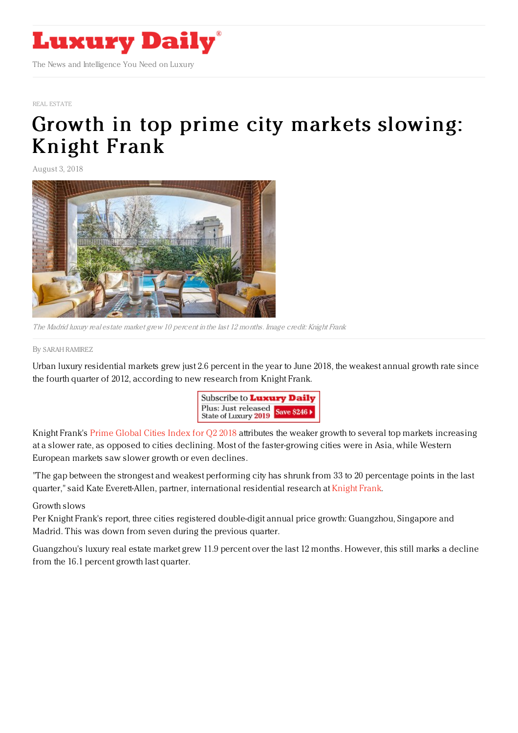REAL ESTATE

# Growth in top prime city markets slowing: Knight Frank

August 3, 2018

*The Madrid luxury real estate market grew 10 percent in the last 12 months. Image credit: Knight Frank*

By SARAH RAMIREZ

Urban luxury residential markets grew just 2.6 percent in the year to June 2018, the weakest annual growth rate since the fourth quarter of 2012, according to new research from Knight Frank.

Knight Frank's Prime Global Cities Index for Q2 2018 attributes the weaker growth to several top markets increasing at a slower rate, as opposed to cities declining. Most of the faster-growing cities were in Asia, while Western European markets saw slower growth or even declines.

"The gap between the strongest and weakest performing city has shrunk from 33 to 20 percentage points in the last quarter," said Kate Everett-Allen, partner, international residential research at Knight Frank.

Growth slows

Per Knight Frank's report, three cities registered double-digit annual price growth: Guangzhou, Singapore and Madrid. This was down from seven during the previous quarter.

Guangzhou's luxury real estate market grew 11.9 percent over the last 12 months. However, this still marks a decline from the 16.1 percent growth last quarter.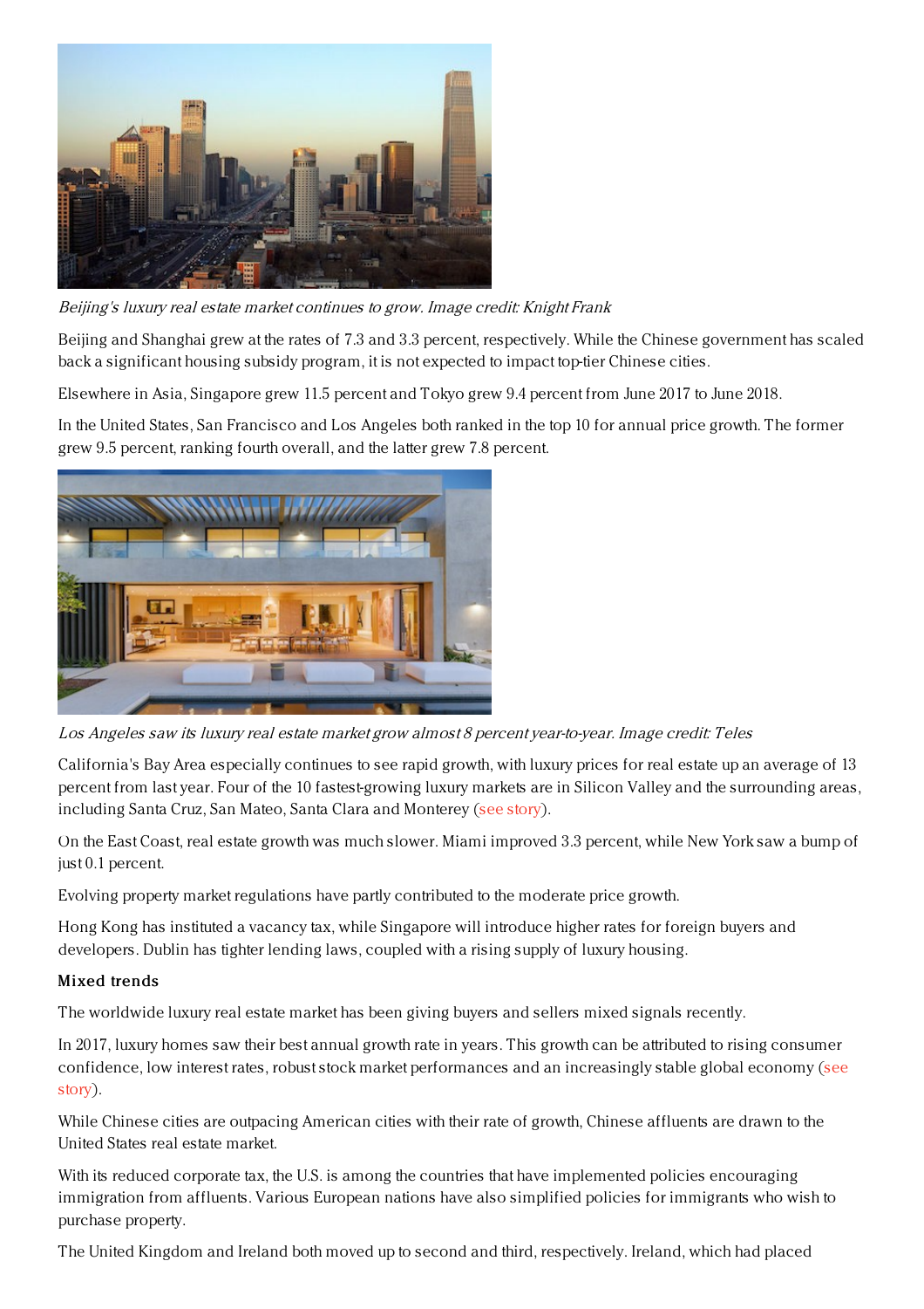*Beijing's luxury real estate market continues to grow. Image credit: Knight Frank*

Beijing and Shanghai grew at the rates of 7.3 and 3.3 percent, respectively. While the Chinese government has scaled back a significant housing subsidy program, it is not expected to impact top-tier Chinese cities.

Elsewhere in Asia, Singapore grew 11.5 percent and Tokyo grew 9.4 percent from June 2017 to June 2018.

In the United States, San Francisco and Los Angeles both ranked in the top 10 for annual price growth. The former grew 9.5 percent, ranking fourth overall, and the latter grew 7.8 percent.

*Los Angeles saw its luxury real estate market grow almost 8 percent year-to-year. Image credit: Teles*

California's Bay Area especially continues to see rapid growth, with luxury prices for real estate up an average of 13 percent from last year. Four of the 10 fastest-growing luxury markets are in Silicon Valley and the surrounding areas, including Santa Cruz, San Mateo, Santa Clara and Monterey (see story).

On the East Coast, real estate growth was much slower. Miami improved 3.3 percent, while New York saw a bump of just 0.1 percent.

Evolving property market regulations have partly contributed to the moderate price growth.

Hong Kong has instituted a vacancy tax, while Singapore will introduce higher rates for foreign buyers and developers. Dublin has tighter lending laws, coupled with a rising supply of luxury housing.

**Mixed trends**

The worldwide luxury real estate market has been giving buyers and sellers mixed signals recently.

In 2017, luxury homes saw their best annual growth rate in years. This growth can be attributed to rising consumer confidence, low interest rates, robust stock market performances and an increasingly stable global economy (see story).

While Chinese cities are outpacing American cities with their rate of growth, Chinese affluents are drawn to the United States real estate market.

With its reduced corporate tax, the U.S. is among the countries that have implemented policies encouraging immigration from affluents. Various European nations have also simplified policies for immigrants who wish to purchase property.

The United Kingdom and Ireland both moved up to second and third, respectively. Ireland, which had placed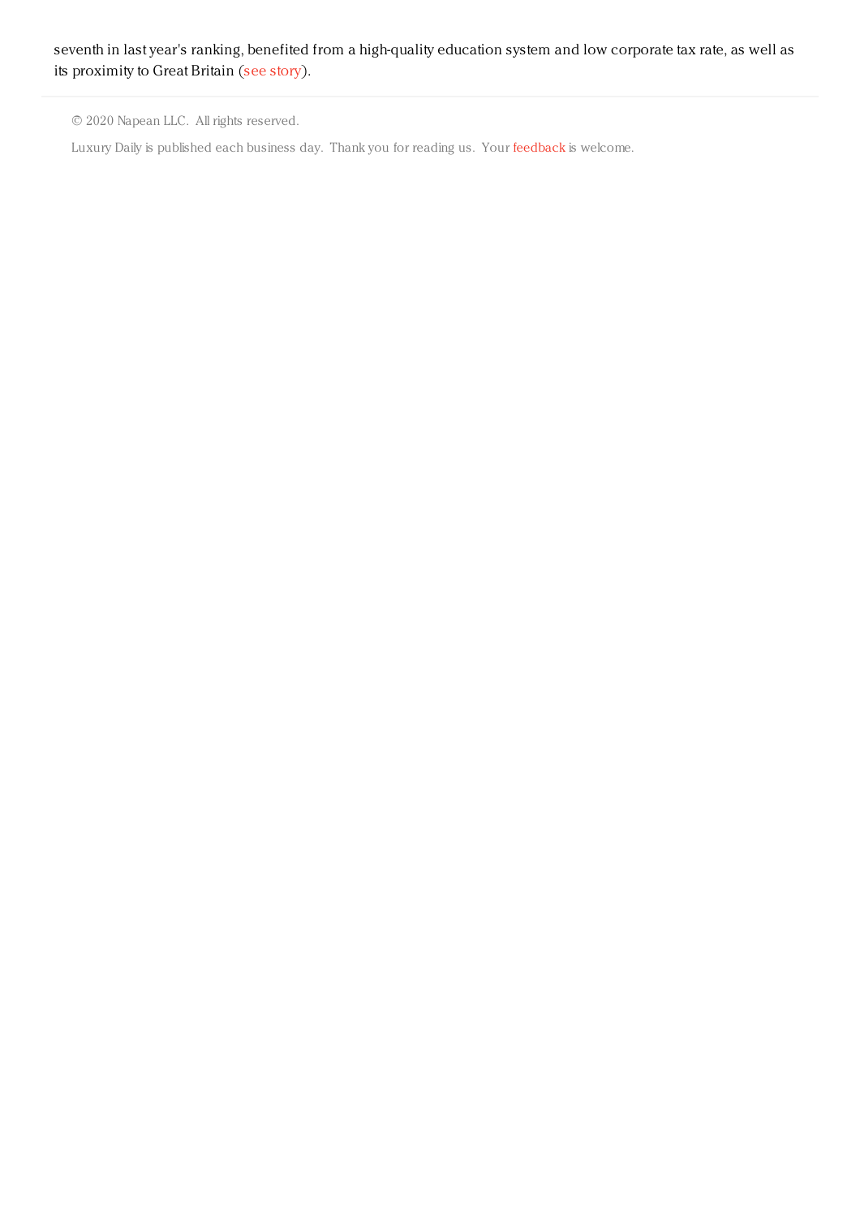seventh in last year's ranking, benefited from a high-quality education system and low corporate tax rate, as well as its proximity to Great Britain (see story).

© 2020 Napean LLC. All rights reserved.

Luxury Daily is published each business day. Thank you for reading us. Your feedback is welcome.